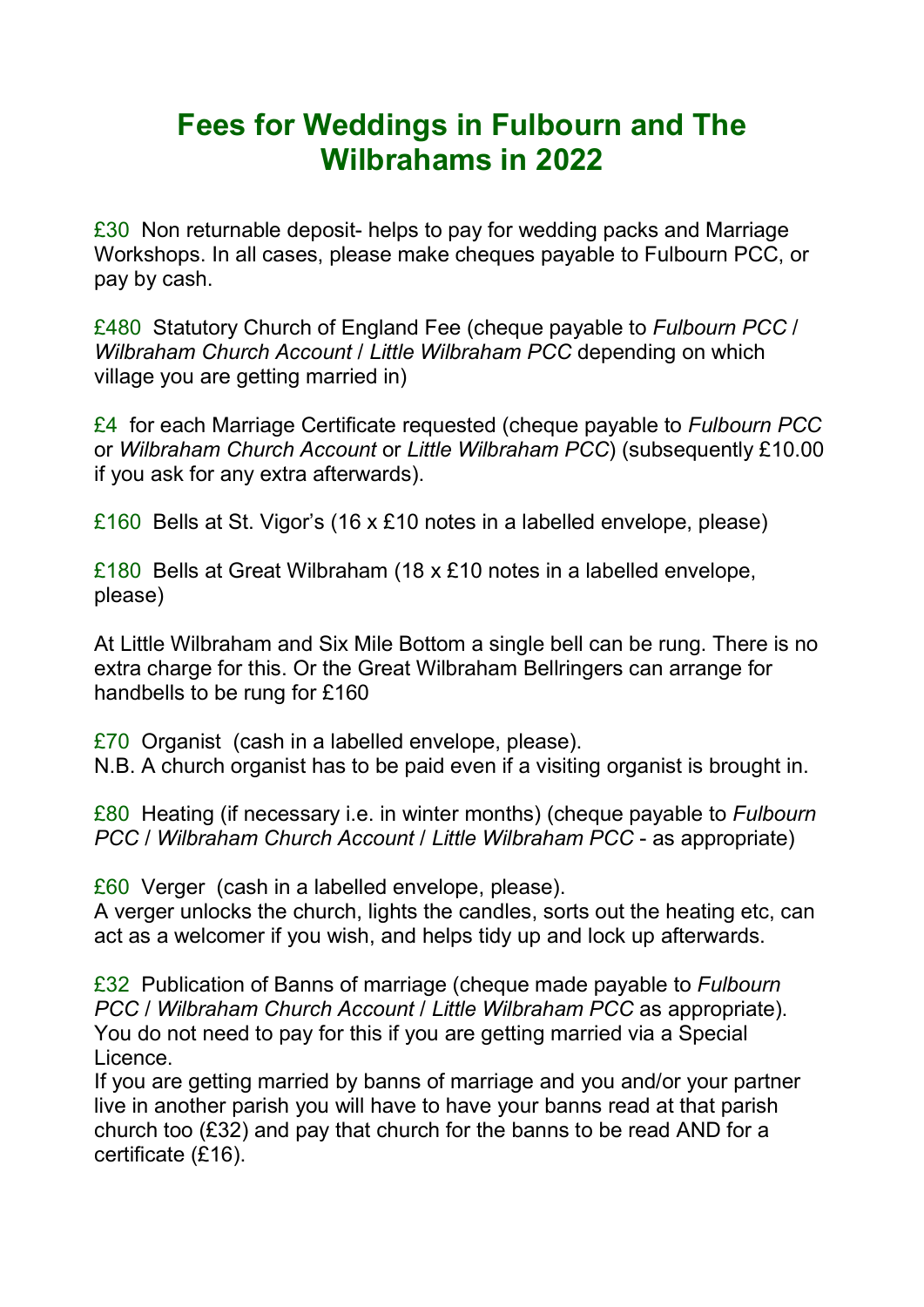# Fees for Weddings in Fulbourn and The Wilbrahams in 2022

£30 Non returnable deposit- helps to pay for wedding packs and Marriage Workshops. In all cases, please make cheques payable to Fulbourn PCC, or pay by cash.

£480 Statutory Church of England Fee (cheque payable to *Fulbourn PCC* / *Wilbraham Church Account* / *Little Wilbraham PCC* depending on which village you are getting married in)

£4 for each Marriage Certificate requested (cheque payable to *Fulbourn PCC* or *Wilbraham Church Account* or *Little Wilbraham PCC*) (subsequently £10.00 if you ask for any extra afterwards).

£160 Bells at St. Vigor's (16 x £10 notes in a labelled envelope, please)

£180 Bells at Great Wilbraham (18 x £10 notes in a labelled envelope, please)

At Little Wilbraham and Six Mile Bottom a single bell can be rung. There is no extra charge for this. Or the Great Wilbraham Bellringers can arrange for handbells to be rung for £160

£70 Organist (cash in a labelled envelope, please).
N.B. A church organist has to be paid even if a visiting organist is brought in.

£80 Heating (if necessary i.e. in winter months) (cheque payable to *Fulbourn PCC* / *Wilbraham Church Account* / *Little Wilbraham PCC* - as appropriate)

£60 Verger (cash in a labelled envelope, please).
A verger unlocks the church, lights the candles, sorts out the heating etc, can act as a welcomer if you wish, and helps tidy up and lock up afterwards.

£32 Publication of Banns of marriage (cheque made payable to *Fulbourn PCC* / *Wilbraham Church Account* / *Little Wilbraham PCC* as appropriate). You do not need to pay for this if you are getting married via a Special Licence.
If you are getting married by banns of marriage and you and/or your partner live in another parish you will have to have your banns read at that parish church too (£32) and pay that church for the banns to be read AND for a certificate (£16).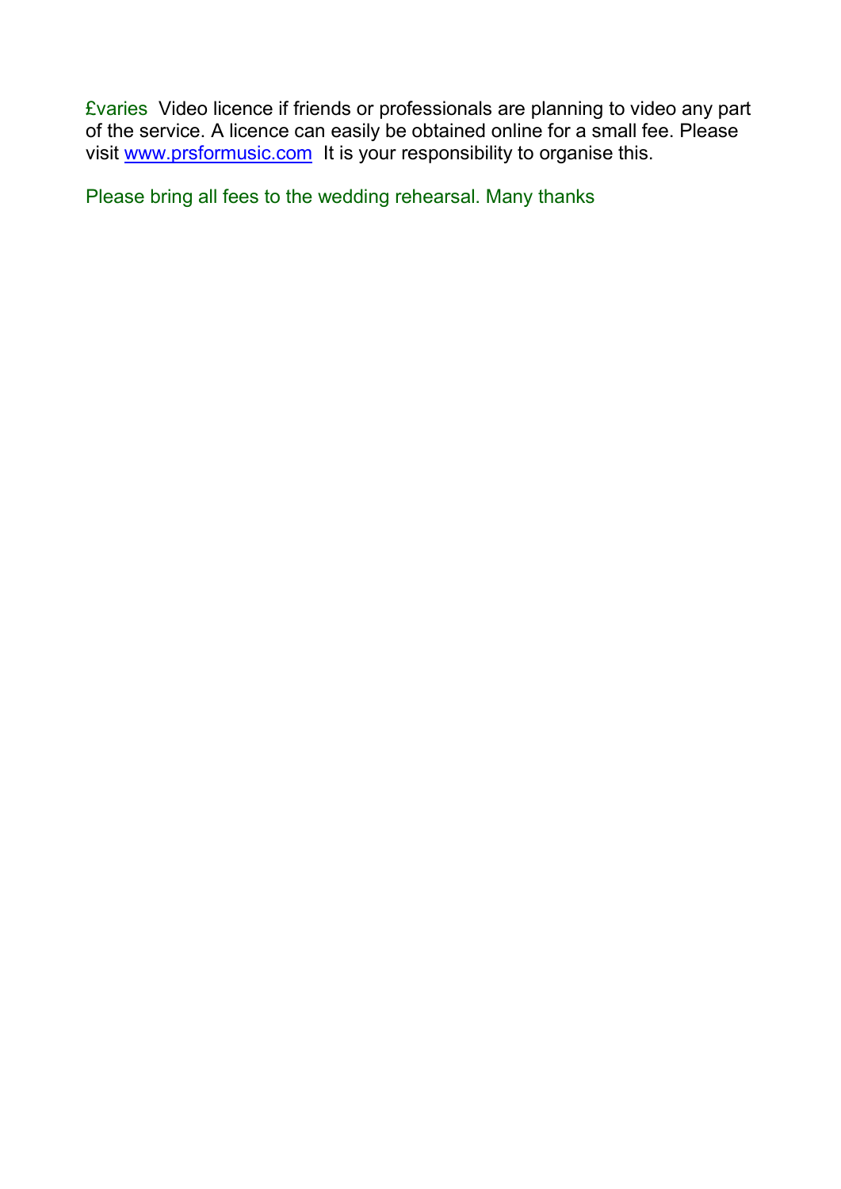£varies  Video licence if friends or professionals are planning to video any part of the service. A licence can easily be obtained online for a small fee. Please visit [www.prsformusic.com](http://www.prsformusic.com)  It is your responsibility to organise this.

Please bring all fees to the wedding rehearsal. Many thanks